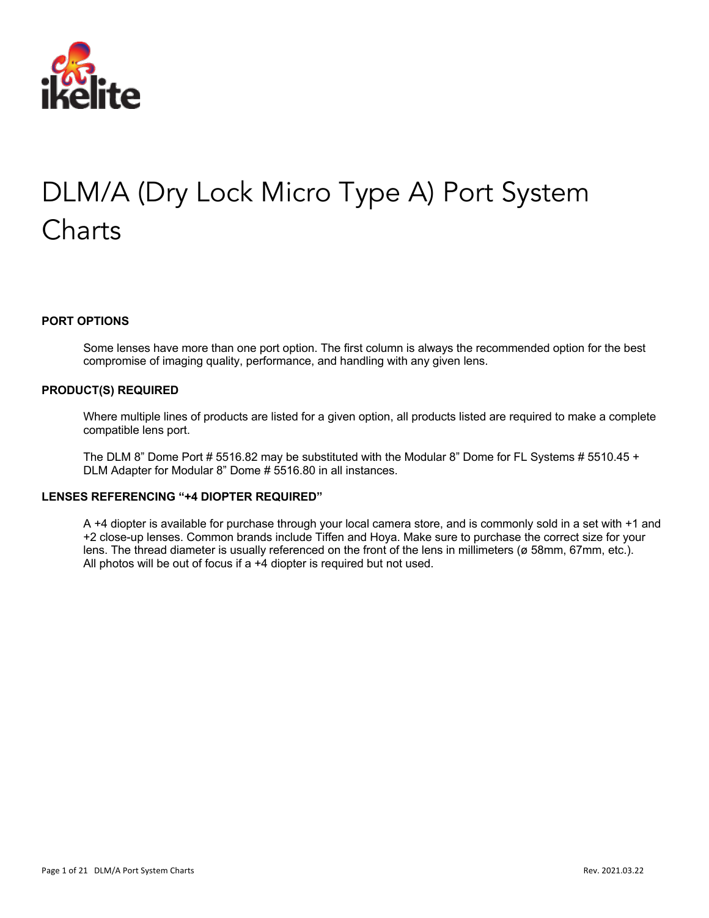# DLM/A (Dry Lock Micro Type A) Port System Charts

**PORT OPTIONS**

Some lenses have more than one port option. The first column is always the recommended option for the best compromise of imaging quality, performance, and handling with any given lens.

**PRODUCT(S) REQUIRED**

Where multiple lines of products are listed for a given option, all products listed are required to make a complete compatible lens port.

The DLM 8" Dome Port # 5516.82 may be substituted with the Modular 8" Dome for FL Systems # 5510.45 + DLM Adapter for Modular 8" Dome # 5516.80 in all instances.

**LENSES REFERENCING "+4 DIOPTER REQUIRED"**

A +4 diopter is available for purchase through your local camera store, and is commonly sold in a set with +1 and +2 close-up lenses. Common brands include Tiffen and Hoya. Make sure to purchase the correct size for your lens. The thread diameter is usually referenced on the front of the lens in millimeters (ø 58mm, 67mm, etc.). All photos will be out of focus if a +4 diopter is required but not used.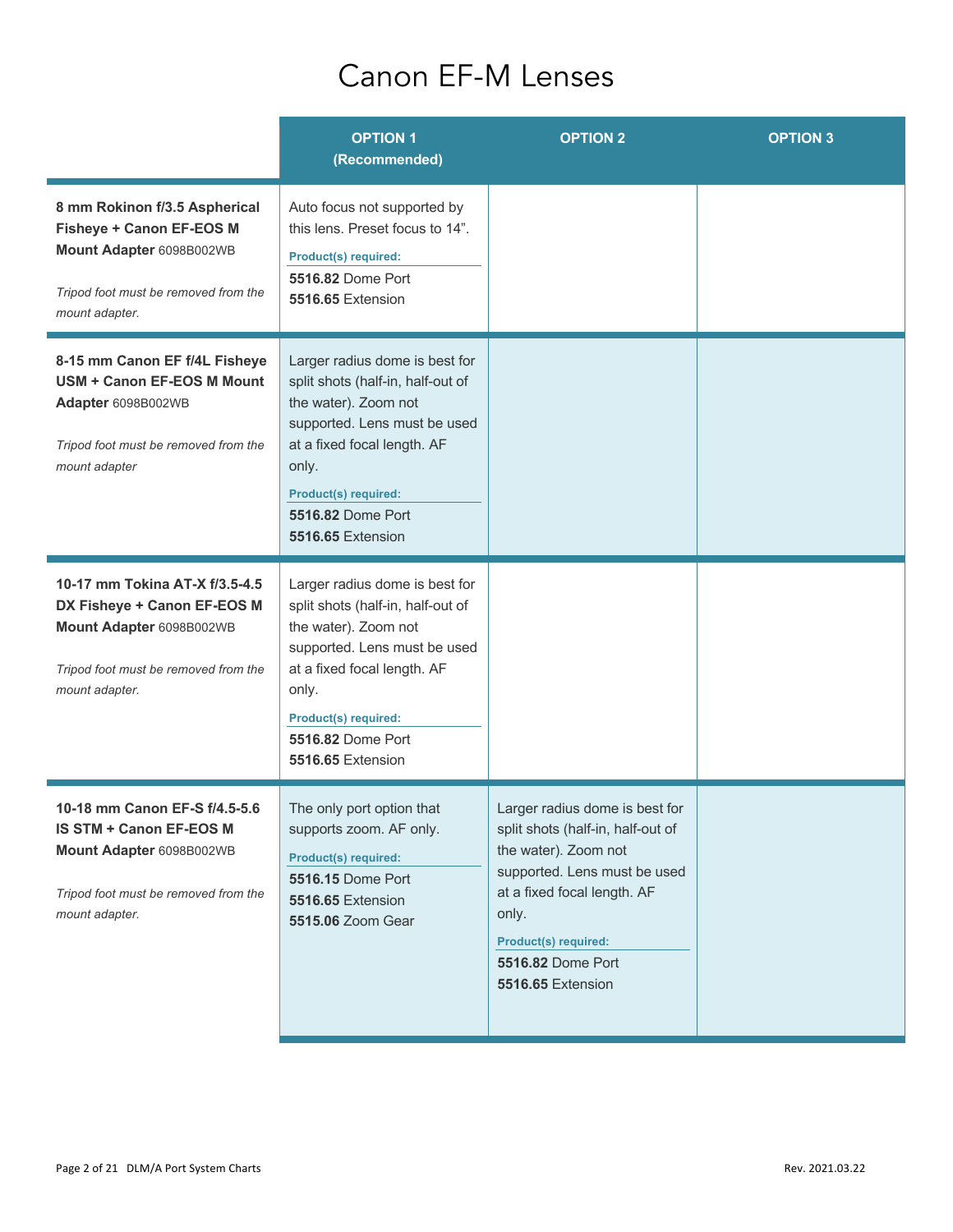# Canon EF-M Lenses

| | OPTION 1 (Recommended) | OPTION 2 | OPTION 3 |
|---|---|---|---|
| **8 mm Rokinon f/3.5 Aspherical Fisheye + Canon EF-EOS M Mount Adapter** 6098B002WB<br><br>*Tripod foot must be removed from the mount adapter.* | Auto focus not supported by this lens. Preset focus to 14".<br>**Product(s) required:**<br>**5516.82** Dome Port<br>**5516.65** Extension | | |
| **8-15 mm Canon EF f/4L Fisheye USM + Canon EF-EOS M Mount Adapter** 6098B002WB<br><br>*Tripod foot must be removed from the mount adapter* | Larger radius dome is best for split shots (half-in, half-out of the water). Zoom not supported. Lens must be used at a fixed focal length. AF only.<br>**Product(s) required:**<br>**5516.82** Dome Port<br>**5516.65** Extension | | |
| **10-17 mm Tokina AT-X f/3.5-4.5 DX Fisheye + Canon EF-EOS M Mount Adapter** 6098B002WB<br><br>*Tripod foot must be removed from the mount adapter.* | Larger radius dome is best for split shots (half-in, half-out of the water). Zoom not supported. Lens must be used at a fixed focal length. AF only.<br>**Product(s) required:**<br>**5516.82** Dome Port<br>**5516.65** Extension | | |
| **10-18 mm Canon EF-S f/4.5-5.6 IS STM + Canon EF-EOS M Mount Adapter** 6098B002WB<br><br>*Tripod foot must be removed from the mount adapter.* | The only port option that supports zoom. AF only.<br>**Product(s) required:**<br>**5516.15** Dome Port<br>**5516.65** Extension<br>**5515.06** Zoom Gear | Larger radius dome is best for split shots (half-in, half-out of the water). Zoom not supported. Lens must be used at a fixed focal length. AF only.<br>**Product(s) required:**<br>**5516.82** Dome Port<br>**5516.65** Extension | |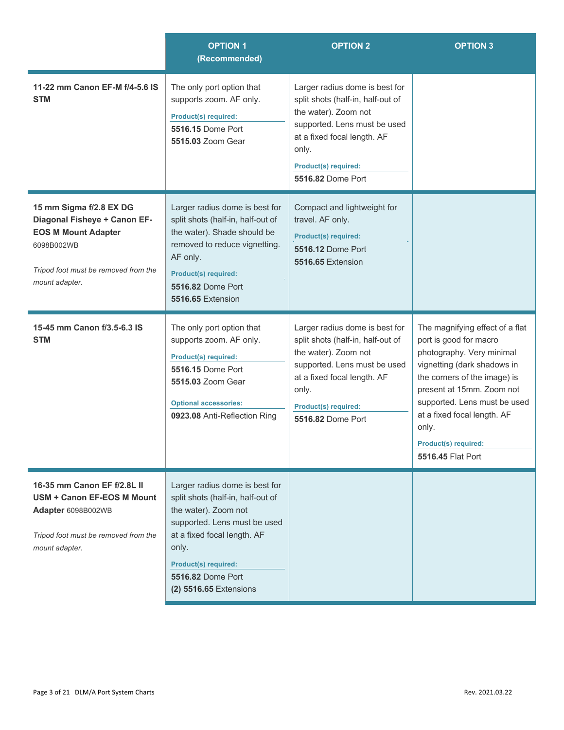| | OPTION 1 (Recommended) | OPTION 2 | OPTION 3 |
|---|---|---|---|
| **11-22 mm Canon EF-M f/4-5.6 IS STM** | The only port option that supports zoom. AF only.<br>**Product(s) required:**<br>**5516.15** Dome Port<br>**5515.03** Zoom Gear | Larger radius dome is best for split shots (half-in, half-out of the water). Zoom not supported. Lens must be used at a fixed focal length. AF only.<br>**Product(s) required:**<br>**5516.82** Dome Port | |
| **15 mm Sigma f/2.8 EX DG Diagonal Fisheye + Canon EF-EOS M Mount Adapter** 6098B002WB<br>*Tripod foot must be removed from the mount adapter.* | Larger radius dome is best for split shots (half-in, half-out of the water). Shade should be removed to reduce vignetting. AF only.<br>**Product(s) required:**<br>**5516.82** Dome Port<br>**5516.65** Extension | Compact and lightweight for travel. AF only.<br>**Product(s) required:**<br>**5516.12** Dome Port<br>**5516.65** Extension | |
| **15-45 mm Canon f/3.5-6.3 IS STM** | The only port option that supports zoom. AF only.<br>**Product(s) required:**<br>**5516.15** Dome Port<br>**5515.03** Zoom Gear<br>**Optional accessories:**<br>**0923.08** Anti-Reflection Ring | Larger radius dome is best for split shots (half-in, half-out of the water). Zoom not supported. Lens must be used at a fixed focal length. AF only.<br>**Product(s) required:**<br>**5516.82** Dome Port | The magnifying effect of a flat port is good for macro photography. Very minimal vignetting (dark shadows in the corners of the image) is present at 15mm. Zoom not supported. Lens must be used at a fixed focal length. AF only.<br>**Product(s) required:**<br>**5516.45** Flat Port |
| **16-35 mm Canon EF f/2.8L II USM + Canon EF-EOS M Mount Adapter** 6098B002WB<br>*Tripod foot must be removed from the mount adapter.* | Larger radius dome is best for split shots (half-in, half-out of the water). Zoom not supported. Lens must be used at a fixed focal length. AF only.<br>**Product(s) required:**<br>**5516.82** Dome Port<br>**(2) 5516.65** Extensions | | |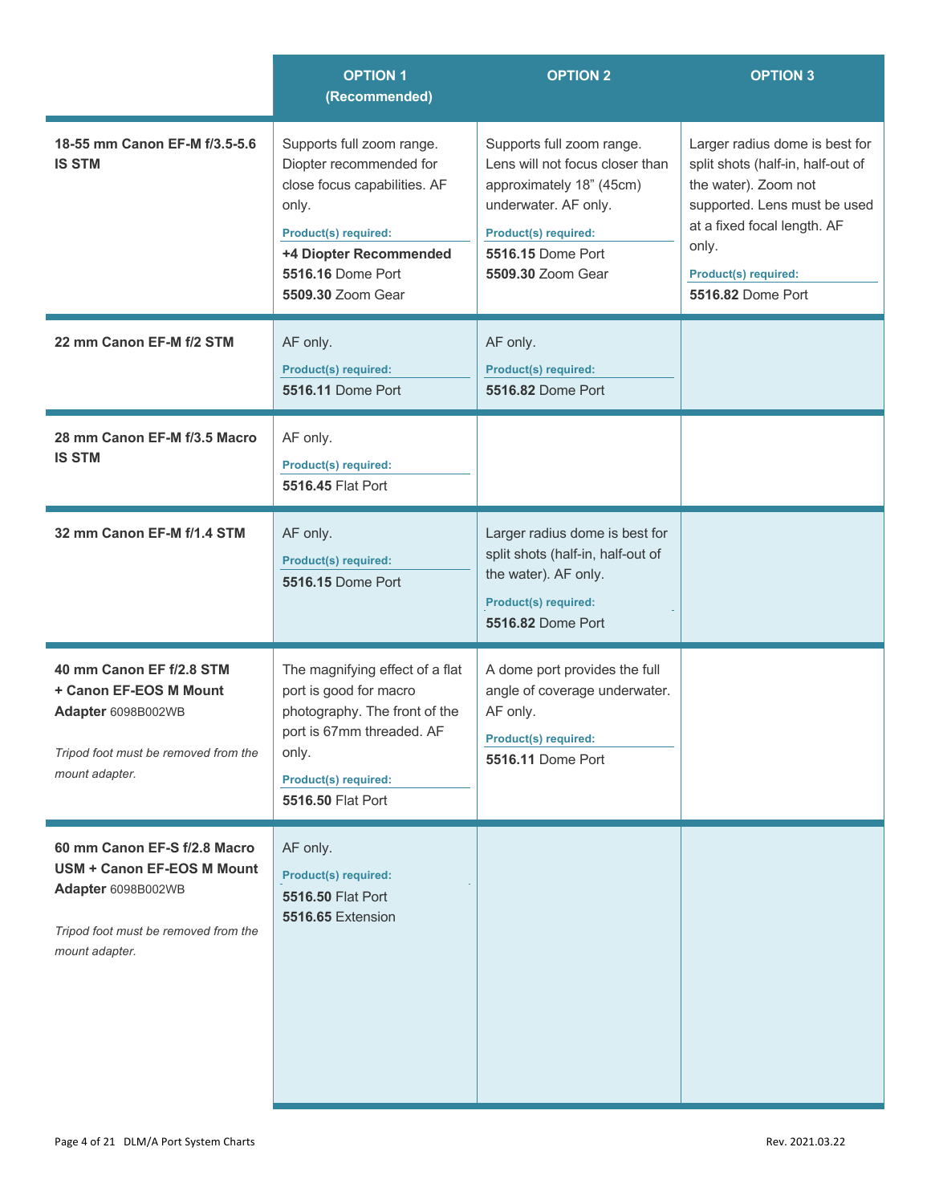| | OPTION 1 (Recommended) | OPTION 2 | OPTION 3 |
|---|---|---|---|
| **18-55 mm Canon EF-M f/3.5-5.6 IS STM** | Supports full zoom range. Diopter recommended for close focus capabilities. AF only.<br>**Product(s) required:**<br>**+4 Diopter Recommended**<br>**5516.16** Dome Port<br>**5509.30** Zoom Gear | Supports full zoom range. Lens will not focus closer than approximately 18" (45cm) underwater. AF only.<br>**Product(s) required:**<br>**5516.15** Dome Port<br>**5509.30** Zoom Gear | Larger radius dome is best for split shots (half-in, half-out of the water). Zoom not supported. Lens must be used at a fixed focal length. AF only.<br>**Product(s) required:**<br>**5516.82** Dome Port |
| **22 mm Canon EF-M f/2 STM** | AF only.<br>**Product(s) required:**<br>**5516.11** Dome Port | AF only.<br>**Product(s) required:**<br>**5516.82** Dome Port | |
| **28 mm Canon EF-M f/3.5 Macro IS STM** | AF only.<br>**Product(s) required:**<br>**5516.45** Flat Port | | |
| **32 mm Canon EF-M f/1.4 STM** | AF only.<br>**Product(s) required:**<br>**5516.15** Dome Port | Larger radius dome is best for split shots (half-in, half-out of the water). AF only.<br>**Product(s) required:**<br>**5516.82** Dome Port | |
| **40 mm Canon EF f/2.8 STM + Canon EF-EOS M Mount Adapter** 6098B002WB<br>*Tripod foot must be removed from the mount adapter.* | The magnifying effect of a flat port is good for macro photography. The front of the port is 67mm threaded. AF only.<br>**Product(s) required:**<br>**5516.50** Flat Port | A dome port provides the full angle of coverage underwater. AF only.<br>**Product(s) required:**<br>**5516.11** Dome Port | |
| **60 mm Canon EF-S f/2.8 Macro USM + Canon EF-EOS M Mount Adapter** 6098B002WB<br>*Tripod foot must be removed from the mount adapter.* | AF only.<br>**Product(s) required:**<br>**5516.50** Flat Port<br>**5516.65** Extension | | |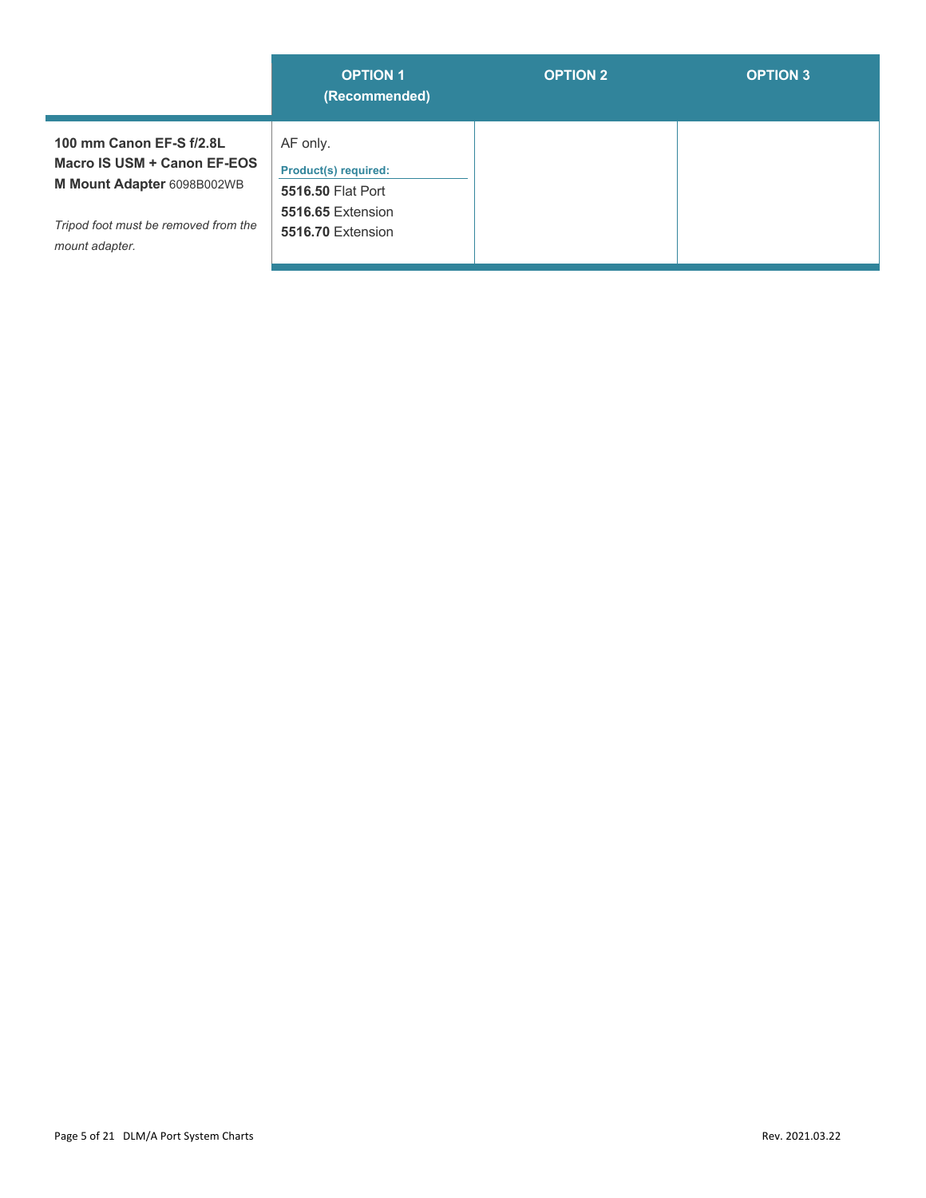| | OPTION 1 (Recommended) | OPTION 2 | OPTION 3 |
|---|---|---|---|
| **100 mm Canon EF-S f/2.8L Macro IS USM + Canon EF-EOS M Mount Adapter** 6098B002WB<br><br>*Tripod foot must be removed from the mount adapter.* | AF only.<br>**Product(s) required:**<br>**5516.50** Flat Port<br>**5516.65** Extension<br>**5516.70** Extension | | |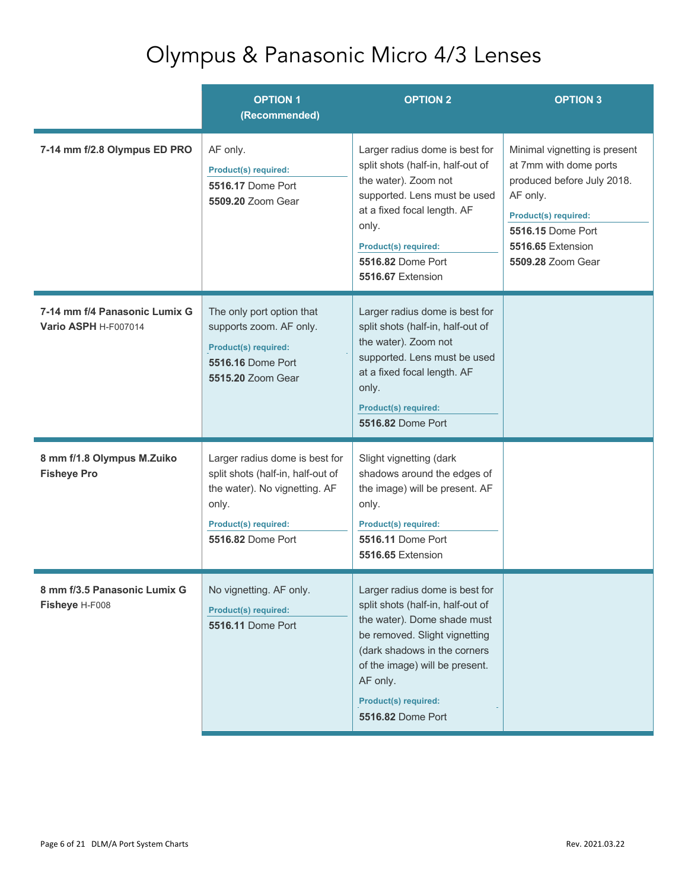# Olympus & Panasonic Micro 4/3 Lenses

| | OPTION 1 (Recommended) | OPTION 2 | OPTION 3 |
|---|---|---|---|
| **7-14 mm f/2.8 Olympus ED PRO** | AF only.<br>**Product(s) required:**<br>**5516.17** Dome Port<br>**5509.20** Zoom Gear | Larger radius dome is best for split shots (half-in, half-out of the water). Zoom not supported. Lens must be used at a fixed focal length. AF only.<br>**Product(s) required:**<br>**5516.82** Dome Port<br>**5516.67** Extension | Minimal vignetting is present at 7mm with dome ports produced before July 2018. AF only.<br>**Product(s) required:**<br>**5516.15** Dome Port<br>**5516.65** Extension<br>**5509.28** Zoom Gear |
| **7-14 mm f/4 Panasonic Lumix G Vario ASPH** H-F007014 | The only port option that supports zoom. AF only.<br>**Product(s) required:**<br>**5516.16** Dome Port<br>**5515.20** Zoom Gear | Larger radius dome is best for split shots (half-in, half-out of the water). Zoom not supported. Lens must be used at a fixed focal length. AF only.<br>**Product(s) required:**<br>**5516.82** Dome Port | |
| **8 mm f/1.8 Olympus M.Zuiko Fisheye Pro** | Larger radius dome is best for split shots (half-in, half-out of the water). No vignetting. AF only.<br>**Product(s) required:**<br>**5516.82** Dome Port | Slight vignetting (dark shadows around the edges of the image) will be present. AF only.<br>**Product(s) required:**<br>**5516.11** Dome Port<br>**5516.65** Extension | |
| **8 mm f/3.5 Panasonic Lumix G Fisheye** H-F008 | No vignetting. AF only.<br>**Product(s) required:**<br>**5516.11** Dome Port | Larger radius dome is best for split shots (half-in, half-out of the water). Dome shade must be removed. Slight vignetting (dark shadows in the corners of the image) will be present. AF only.<br>**Product(s) required:**<br>**5516.82** Dome Port | |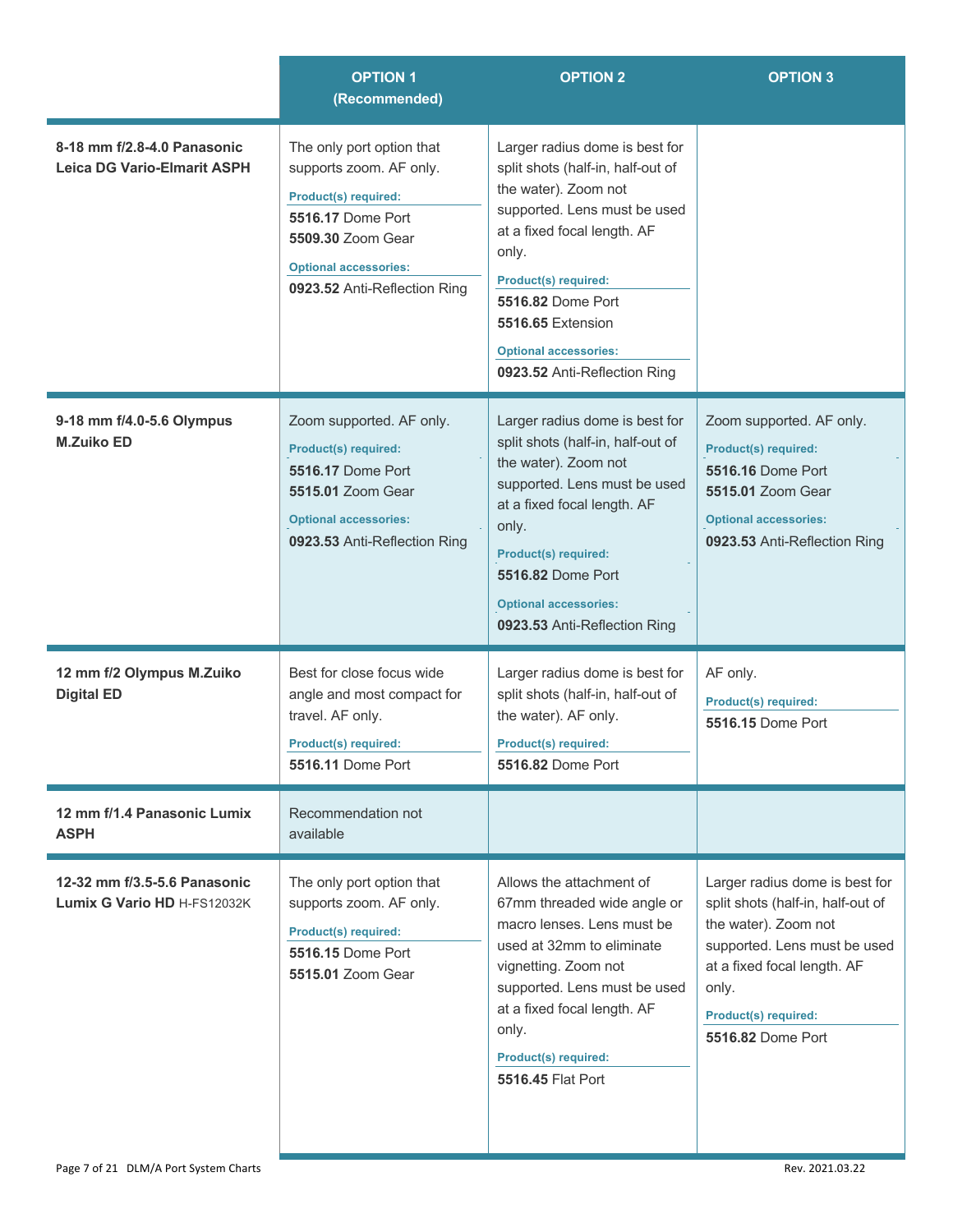| | OPTION 1 (Recommended) | OPTION 2 | OPTION 3 |
|---|---|---|---|
| **8-18 mm f/2.8-4.0 Panasonic Leica DG Vario-Elmarit ASPH** | The only port option that supports zoom. AF only.<br>**Product(s) required:**<br>**5516.17** Dome Port<br>**5509.30** Zoom Gear<br>**Optional accessories:**<br>**0923.52** Anti-Reflection Ring | Larger radius dome is best for split shots (half-in, half-out of the water). Zoom not supported. Lens must be used at a fixed focal length. AF only.<br>**Product(s) required:**<br>**5516.82** Dome Port<br>**5516.65** Extension<br>**Optional accessories:**<br>**0923.52** Anti-Reflection Ring | |
| **9-18 mm f/4.0-5.6 Olympus M.Zuiko ED** | Zoom supported. AF only.<br>**Product(s) required:**<br>**5516.17** Dome Port<br>**5515.01** Zoom Gear<br>**Optional accessories:**<br>**0923.53** Anti-Reflection Ring | Larger radius dome is best for split shots (half-in, half-out of the water). Zoom not supported. Lens must be used at a fixed focal length. AF only.<br>**Product(s) required:**<br>**5516.82** Dome Port<br>**Optional accessories:**<br>**0923.53** Anti-Reflection Ring | Zoom supported. AF only.<br>**Product(s) required:**<br>**5516.16** Dome Port<br>**5515.01** Zoom Gear<br>**Optional accessories:**<br>**0923.53** Anti-Reflection Ring |
| **12 mm f/2 Olympus M.Zuiko Digital ED** | Best for close focus wide angle and most compact for travel. AF only.<br>**Product(s) required:**<br>**5516.11** Dome Port | Larger radius dome is best for split shots (half-in, half-out of the water). AF only.<br>**Product(s) required:**<br>**5516.82** Dome Port | AF only.<br>**Product(s) required:**<br>**5516.15** Dome Port |
| **12 mm f/1.4 Panasonic Lumix ASPH** | Recommendation not available | | |
| **12-32 mm f/3.5-5.6 Panasonic Lumix G Vario HD** H-FS12032K | The only port option that supports zoom. AF only.<br>**Product(s) required:**<br>**5516.15** Dome Port<br>**5515.01** Zoom Gear | Allows the attachment of 67mm threaded wide angle or macro lenses. Lens must be used at 32mm to eliminate vignetting. Zoom not supported. Lens must be used at a fixed focal length. AF only.<br>**Product(s) required:**<br>**5516.45** Flat Port | Larger radius dome is best for split shots (half-in, half-out of the water). Zoom not supported. Lens must be used at a fixed focal length. AF only.<br>**Product(s) required:**<br>**5516.82** Dome Port |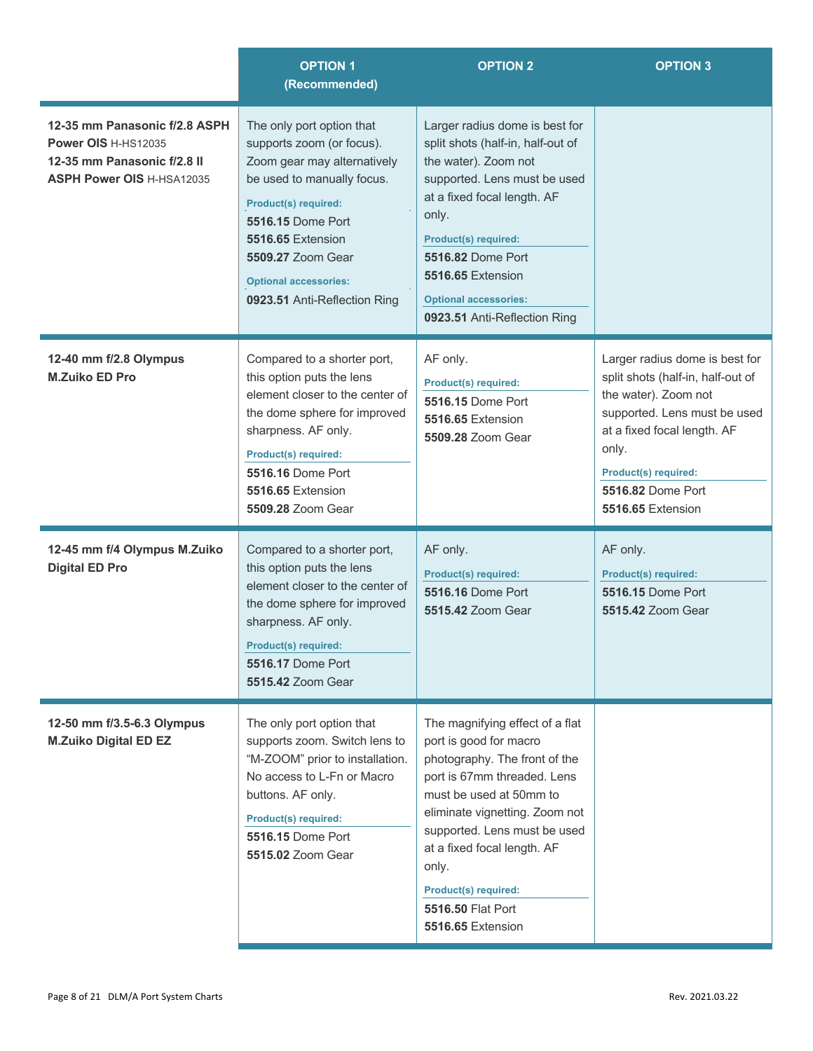| | OPTION 1 (Recommended) | OPTION 2 | OPTION 3 |
|---|---|---|---|
| **12-35 mm Panasonic f/2.8 ASPH Power OIS** H-HS12035<br>**12-35 mm Panasonic f/2.8 II ASPH Power OIS** H-HSA12035 | The only port option that supports zoom (or focus). Zoom gear may alternatively be used to manually focus.<br>**Product(s) required:**<br>**5516.15** Dome Port<br>**5516.65** Extension<br>**5509.27** Zoom Gear<br>**Optional accessories:**<br>**0923.51** Anti-Reflection Ring | Larger radius dome is best for split shots (half-in, half-out of the water). Zoom not supported. Lens must be used at a fixed focal length. AF only.<br>**Product(s) required:**<br>**5516.82** Dome Port<br>**5516.65** Extension<br>**Optional accessories:**<br>**0923.51** Anti-Reflection Ring | |
| **12-40 mm f/2.8 Olympus M.Zuiko ED Pro** | Compared to a shorter port, this option puts the lens element closer to the center of the dome sphere for improved sharpness. AF only.<br>**Product(s) required:**<br>**5516.16** Dome Port<br>**5516.65** Extension<br>**5509.28** Zoom Gear | AF only.<br>**Product(s) required:**<br>**5516.15** Dome Port<br>**5516.65** Extension<br>**5509.28** Zoom Gear | Larger radius dome is best for split shots (half-in, half-out of the water). Zoom not supported. Lens must be used at a fixed focal length. AF only.<br>**Product(s) required:**<br>**5516.82** Dome Port<br>**5516.65** Extension |
| **12-45 mm f/4 Olympus M.Zuiko Digital ED Pro** | Compared to a shorter port, this option puts the lens element closer to the center of the dome sphere for improved sharpness. AF only.<br>**Product(s) required:**<br>**5516.17** Dome Port<br>**5515.42** Zoom Gear | AF only.<br>**Product(s) required:**<br>**5516.16** Dome Port<br>**5515.42** Zoom Gear | AF only.<br>**Product(s) required:**<br>**5516.15** Dome Port<br>**5515.42** Zoom Gear |
| **12-50 mm f/3.5-6.3 Olympus M.Zuiko Digital ED EZ** | The only port option that supports zoom. Switch lens to "M-ZOOM" prior to installation. No access to L-Fn or Macro buttons. AF only.<br>**Product(s) required:**<br>**5516.15** Dome Port<br>**5515.02** Zoom Gear | The magnifying effect of a flat port is good for macro photography. The front of the port is 67mm threaded. Lens must be used at 50mm to eliminate vignetting. Zoom not supported. Lens must be used at a fixed focal length. AF only.<br>**Product(s) required:**<br>**5516.50** Flat Port<br>**5516.65** Extension | |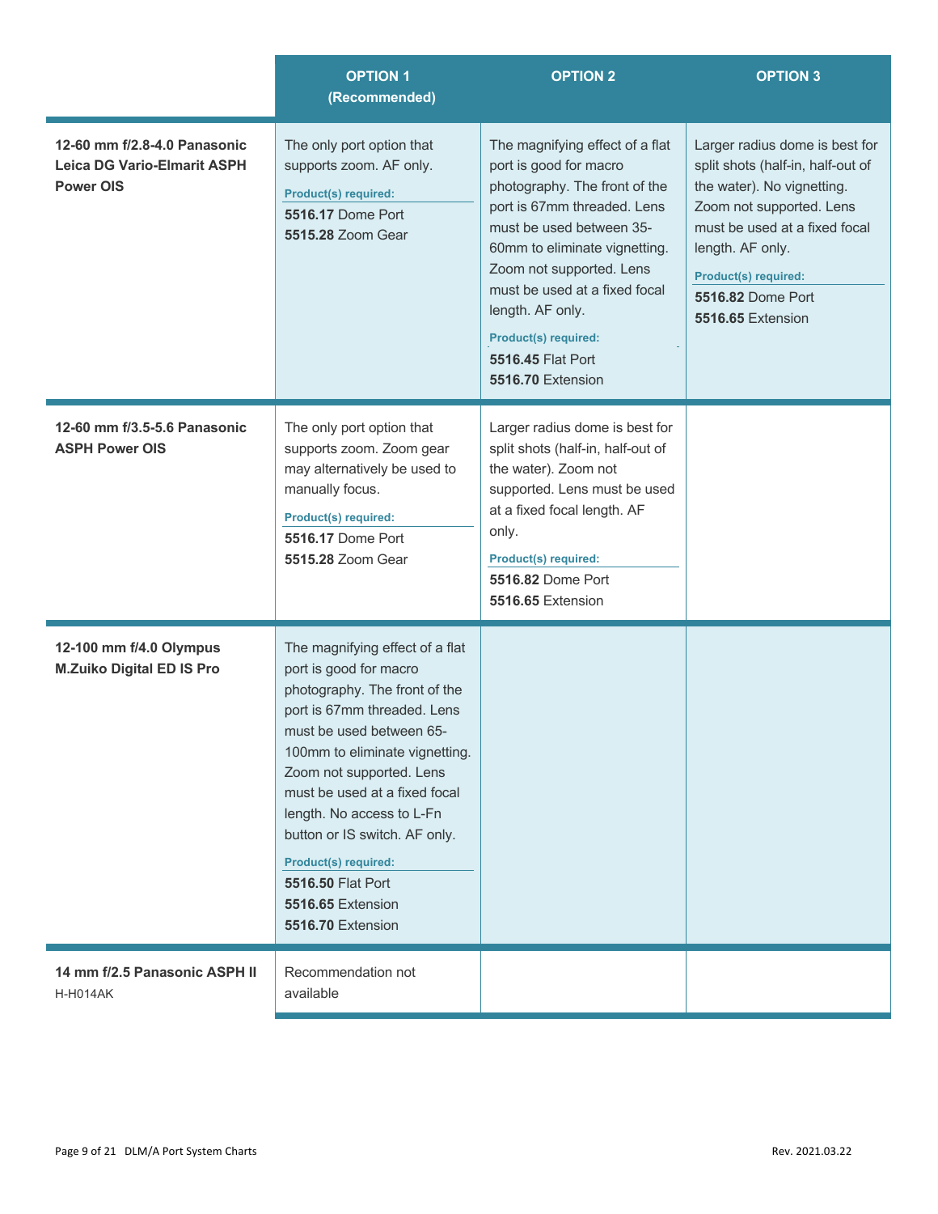| | OPTION 1 (Recommended) | OPTION 2 | OPTION 3 |
|---|---|---|---|
| **12-60 mm f/2.8-4.0 Panasonic Leica DG Vario-Elmarit ASPH Power OIS** | The only port option that supports zoom. AF only.<br>**Product(s) required:**<br>**5516.17** Dome Port<br>**5515.28** Zoom Gear | The magnifying effect of a flat port is good for macro photography. The front of the port is 67mm threaded. Lens must be used between 35-60mm to eliminate vignetting. Zoom not supported. Lens must be used at a fixed focal length. AF only.<br>**Product(s) required:**<br>**5516.45** Flat Port<br>**5516.70** Extension | Larger radius dome is best for split shots (half-in, half-out of the water). No vignetting. Zoom not supported. Lens must be used at a fixed focal length. AF only.<br>**Product(s) required:**<br>**5516.82** Dome Port<br>**5516.65** Extension |
| **12-60 mm f/3.5-5.6 Panasonic ASPH Power OIS** | The only port option that supports zoom. Zoom gear may alternatively be used to manually focus.<br>**Product(s) required:**<br>**5516.17** Dome Port<br>**5515.28** Zoom Gear | Larger radius dome is best for split shots (half-in, half-out of the water). Zoom not supported. Lens must be used at a fixed focal length. AF only.<br>**Product(s) required:**<br>**5516.82** Dome Port<br>**5516.65** Extension | |
| **12-100 mm f/4.0 Olympus M.Zuiko Digital ED IS Pro** | The magnifying effect of a flat port is good for macro photography. The front of the port is 67mm threaded. Lens must be used between 65-100mm to eliminate vignetting. Zoom not supported. Lens must be used at a fixed focal length. No access to L-Fn button or IS switch. AF only.<br>**Product(s) required:**<br>**5516.50** Flat Port<br>**5516.65** Extension<br>**5516.70** Extension | | |
| **14 mm f/2.5 Panasonic ASPH II**<br>H-H014AK | Recommendation not available | | |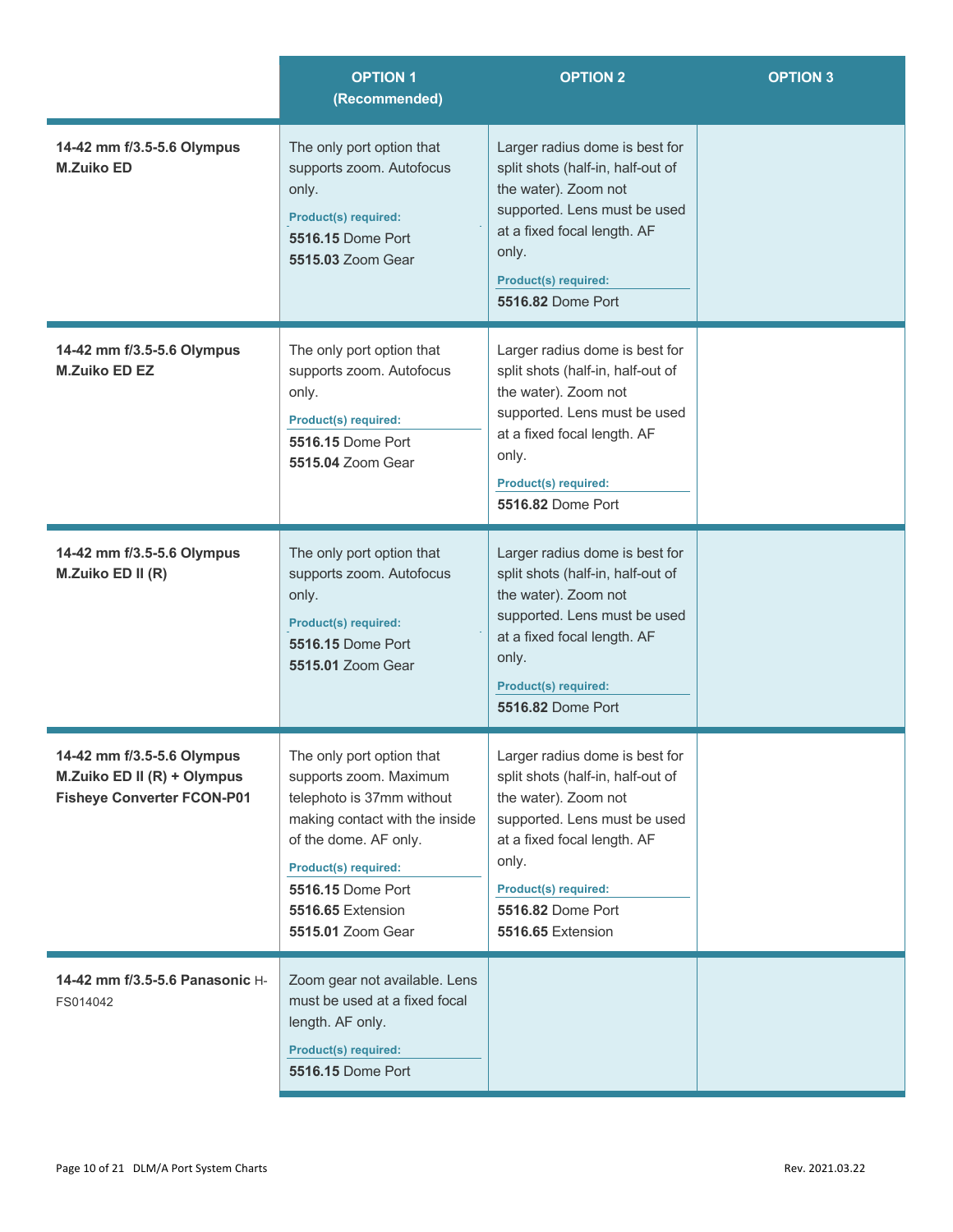| | OPTION 1 (Recommended) | OPTION 2 | OPTION 3 |
|---|---|---|---|
| **14-42 mm f/3.5-5.6 Olympus M.Zuiko ED** | The only port option that supports zoom. Autofocus only.<br>**Product(s) required:**<br>**5516.15** Dome Port<br>**5515.03** Zoom Gear | Larger radius dome is best for split shots (half-in, half-out of the water). Zoom not supported. Lens must be used at a fixed focal length. AF only.<br>**Product(s) required:**<br>**5516.82** Dome Port | |
| **14-42 mm f/3.5-5.6 Olympus M.Zuiko ED EZ** | The only port option that supports zoom. Autofocus only.<br>**Product(s) required:**<br>**5516.15** Dome Port<br>**5515.04** Zoom Gear | Larger radius dome is best for split shots (half-in, half-out of the water). Zoom not supported. Lens must be used at a fixed focal length. AF only.<br>**Product(s) required:**<br>**5516.82** Dome Port | |
| **14-42 mm f/3.5-5.6 Olympus M.Zuiko ED II (R)** | The only port option that supports zoom. Autofocus only.<br>**Product(s) required:**<br>**5516.15** Dome Port<br>**5515.01** Zoom Gear | Larger radius dome is best for split shots (half-in, half-out of the water). Zoom not supported. Lens must be used at a fixed focal length. AF only.<br>**Product(s) required:**<br>**5516.82** Dome Port | |
| **14-42 mm f/3.5-5.6 Olympus M.Zuiko ED II (R) + Olympus Fisheye Converter FCON-P01** | The only port option that supports zoom. Maximum telephoto is 37mm without making contact with the inside of the dome. AF only.<br>**Product(s) required:**<br>**5516.15** Dome Port<br>**5516.65** Extension<br>**5515.01** Zoom Gear | Larger radius dome is best for split shots (half-in, half-out of the water). Zoom not supported. Lens must be used at a fixed focal length. AF only.<br>**Product(s) required:**<br>**5516.82** Dome Port<br>**5516.65** Extension | |
| **14-42 mm f/3.5-5.6 Panasonic** H-FS014042 | Zoom gear not available. Lens must be used at a fixed focal length. AF only.<br>**Product(s) required:**<br>**5516.15** Dome Port | | |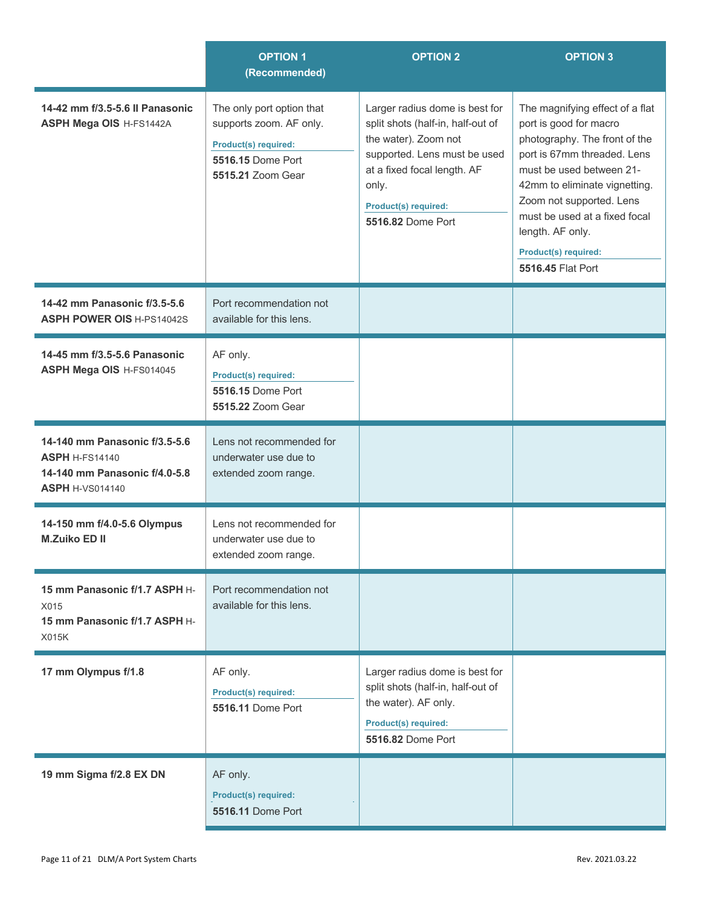| | OPTION 1 (Recommended) | OPTION 2 | OPTION 3 |
|---|---|---|---|
| **14-42 mm f/3.5-5.6 II Panasonic ASPH Mega OIS** H-FS1442A | The only port option that supports zoom. AF only. <br> **Product(s) required:** <br> **5516.15** Dome Port <br> **5515.21** Zoom Gear | Larger radius dome is best for split shots (half-in, half-out of the water). Zoom not supported. Lens must be used at a fixed focal length. AF only. <br> **Product(s) required:** <br> **5516.82** Dome Port | The magnifying effect of a flat port is good for macro photography. The front of the port is 67mm threaded. Lens must be used between 21-42mm to eliminate vignetting. Zoom not supported. Lens must be used at a fixed focal length. AF only. <br> **Product(s) required:** <br> **5516.45** Flat Port |
| **14-42 mm Panasonic f/3.5-5.6 ASPH POWER OIS** H-PS14042S | Port recommendation not available for this lens. | | |
| **14-45 mm f/3.5-5.6 Panasonic ASPH Mega OIS** H-FS014045 | AF only. <br> **Product(s) required:** <br> **5516.15** Dome Port <br> **5515.22** Zoom Gear | | |
| **14-140 mm Panasonic f/3.5-5.6 ASPH** H-FS14140 <br> **14-140 mm Panasonic f/4.0-5.8 ASPH** H-VS014140 | Lens not recommended for underwater use due to extended zoom range. | | |
| **14-150 mm f/4.0-5.6 Olympus M.Zuiko ED II** | Lens not recommended for underwater use due to extended zoom range. | | |
| **15 mm Panasonic f/1.7 ASPH** H-X015 <br> **15 mm Panasonic f/1.7 ASPH** H-X015K | Port recommendation not available for this lens. | | |
| **17 mm Olympus f/1.8** | AF only. <br> **Product(s) required:** <br> **5516.11** Dome Port | Larger radius dome is best for split shots (half-in, half-out of the water). AF only. <br> **Product(s) required:** <br> **5516.82** Dome Port | |
| **19 mm Sigma f/2.8 EX DN** | AF only. <br> **Product(s) required:** <br> **5516.11** Dome Port | | |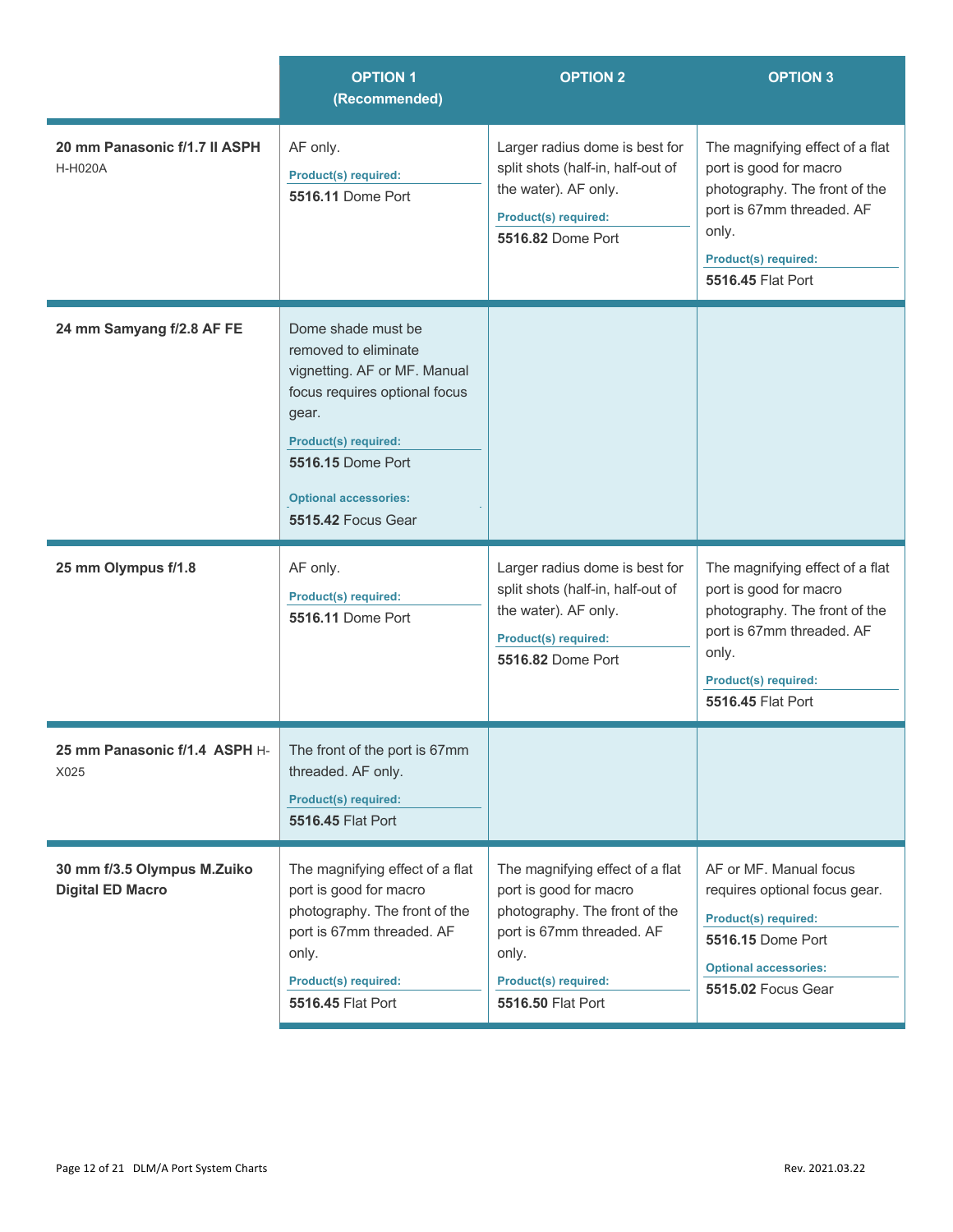| | OPTION 1 (Recommended) | OPTION 2 | OPTION 3 |
|---|---|---|---|
| **20 mm Panasonic f/1.7 II ASPH** H-H020A | AF only.<br>**Product(s) required:**<br>**5516.11** Dome Port | Larger radius dome is best for split shots (half-in, half-out of the water). AF only.<br>**Product(s) required:**<br>**5516.82** Dome Port | The magnifying effect of a flat port is good for macro photography. The front of the port is 67mm threaded. AF only.<br>**Product(s) required:**<br>**5516.45** Flat Port |
| **24 mm Samyang f/2.8 AF FE** | Dome shade must be removed to eliminate vignetting. AF or MF. Manual focus requires optional focus gear.<br>**Product(s) required:**<br>**5516.15** Dome Port<br>**Optional accessories:**<br>**5515.42** Focus Gear | | |
| **25 mm Olympus f/1.8** | AF only.<br>**Product(s) required:**<br>**5516.11** Dome Port | Larger radius dome is best for split shots (half-in, half-out of the water). AF only.<br>**Product(s) required:**<br>**5516.82** Dome Port | The magnifying effect of a flat port is good for macro photography. The front of the port is 67mm threaded. AF only.<br>**Product(s) required:**<br>**5516.45** Flat Port |
| **25 mm Panasonic f/1.4 ASPH** H-X025 | The front of the port is 67mm threaded. AF only.<br>**Product(s) required:**<br>**5516.45** Flat Port | | |
| **30 mm f/3.5 Olympus M.Zuiko Digital ED Macro** | The magnifying effect of a flat port is good for macro photography. The front of the port is 67mm threaded. AF only.<br>**Product(s) required:**<br>**5516.45** Flat Port | The magnifying effect of a flat port is good for macro photography. The front of the port is 67mm threaded. AF only.<br>**Product(s) required:**<br>**5516.50** Flat Port | AF or MF. Manual focus requires optional focus gear.<br>**Product(s) required:**<br>**5516.15** Dome Port<br>**Optional accessories:**<br>**5515.02** Focus Gear |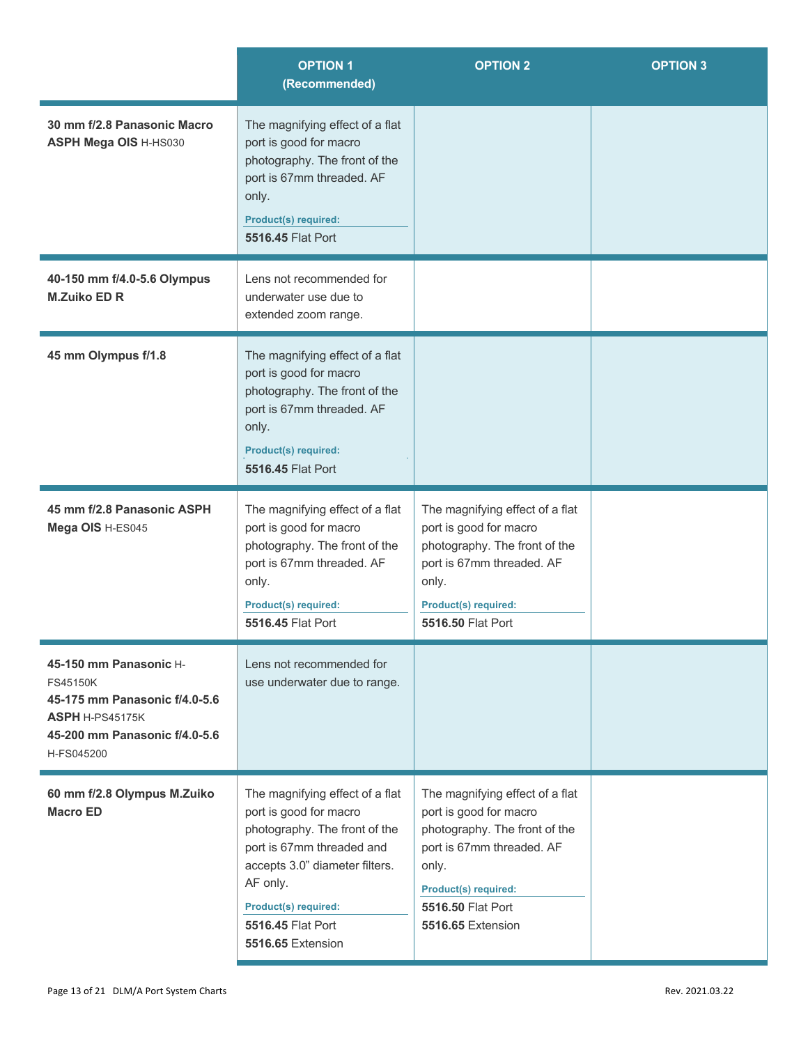| | OPTION 1 (Recommended) | OPTION 2 | OPTION 3 |
|---|---|---|---|
| **30 mm f/2.8 Panasonic Macro ASPH Mega OIS** H-HS030 | The magnifying effect of a flat port is good for macro photography. The front of the port is 67mm threaded. AF only.<br>**Product(s) required:**<br>**5516.45** Flat Port | | |
| **40-150 mm f/4.0-5.6 Olympus M.Zuiko ED R** | Lens not recommended for underwater use due to extended zoom range. | | |
| **45 mm Olympus f/1.8** | The magnifying effect of a flat port is good for macro photography. The front of the port is 67mm threaded. AF only.<br>**Product(s) required:**<br>**5516.45** Flat Port | | |
| **45 mm f/2.8 Panasonic ASPH Mega OIS** H-ES045 | The magnifying effect of a flat port is good for macro photography. The front of the port is 67mm threaded. AF only.<br>**Product(s) required:**<br>**5516.45** Flat Port | The magnifying effect of a flat port is good for macro photography. The front of the port is 67mm threaded. AF only.<br>**Product(s) required:**<br>**5516.50** Flat Port | |
| **45-150 mm Panasonic** H-FS45150K<br>**45-175 mm Panasonic f/4.0-5.6 ASPH** H-PS45175K<br>**45-200 mm Panasonic f/4.0-5.6** H-FS045200 | Lens not recommended for use underwater due to range. | | |
| **60 mm f/2.8 Olympus M.Zuiko Macro ED** | The magnifying effect of a flat port is good for macro photography. The front of the port is 67mm threaded and accepts 3.0" diameter filters. AF only.<br>**Product(s) required:**<br>**5516.45** Flat Port<br>**5516.65** Extension | The magnifying effect of a flat port is good for macro photography. The front of the port is 67mm threaded. AF only.<br>**Product(s) required:**<br>**5516.50** Flat Port<br>**5516.65** Extension | |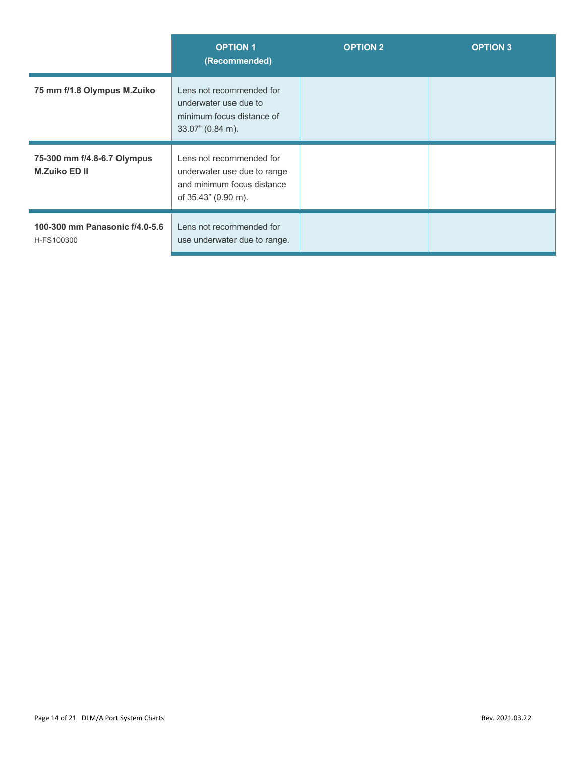| | OPTION 1 (Recommended) | OPTION 2 | OPTION 3 |
|---|---|---|---|
| **75 mm f/1.8 Olympus M.Zuiko** | Lens not recommended for underwater use due to minimum focus distance of 33.07” (0.84 m). | | |
| **75-300 mm f/4.8-6.7 Olympus M.Zuiko ED II** | Lens not recommended for underwater use due to range and minimum focus distance of 35.43” (0.90 m). | | |
| **100-300 mm Panasonic f/4.0-5.6** H-FS100300 | Lens not recommended for use underwater due to range. | | |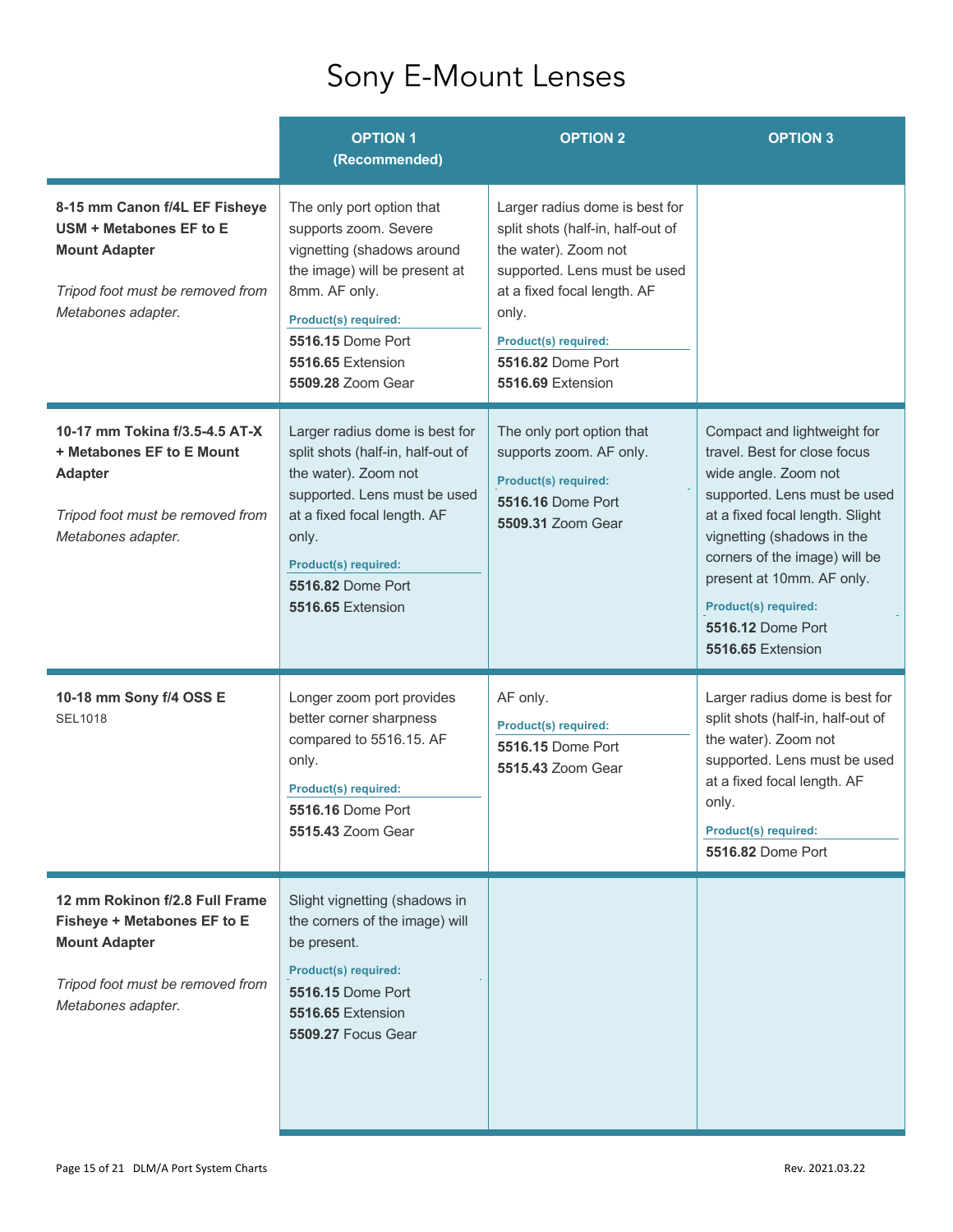# Sony E-Mount Lenses

| | OPTION 1 (Recommended) | OPTION 2 | OPTION 3 |
|---|---|---|---|
| **8-15 mm Canon f/4L EF Fisheye USM + Metabones EF to E Mount Adapter**<br><br>*Tripod foot must be removed from Metabones adapter.* | The only port option that supports zoom. Severe vignetting (shadows around the image) will be present at 8mm. AF only.<br>**Product(s) required:**<br>**5516.15** Dome Port<br>**5516.65** Extension<br>**5509.28** Zoom Gear | Larger radius dome is best for split shots (half-in, half-out of the water). Zoom not supported. Lens must be used at a fixed focal length. AF only.<br>**Product(s) required:**<br>**5516.82** Dome Port<br>**5516.69** Extension | |
| **10-17 mm Tokina f/3.5-4.5 AT-X + Metabones EF to E Mount Adapter**<br><br>*Tripod foot must be removed from Metabones adapter.* | Larger radius dome is best for split shots (half-in, half-out of the water). Zoom not supported. Lens must be used at a fixed focal length. AF only.<br>**Product(s) required:**<br>**5516.82** Dome Port<br>**5516.65** Extension | The only port option that supports zoom. AF only.<br>**Product(s) required:**<br>**5516.16** Dome Port<br>**5509.31** Zoom Gear | Compact and lightweight for travel. Best for close focus wide angle. Zoom not supported. Lens must be used at a fixed focal length. Slight vignetting (shadows in the corners of the image) will be present at 10mm. AF only.<br>**Product(s) required:**<br>**5516.12** Dome Port<br>**5516.65** Extension |
| **10-18 mm Sony f/4 OSS E**<br>SEL1018 | Longer zoom port provides better corner sharpness compared to 5516.15. AF only.<br>**Product(s) required:**<br>**5516.16** Dome Port<br>**5515.43** Zoom Gear | AF only.<br>**Product(s) required:**<br>**5516.15** Dome Port<br>**5515.43** Zoom Gear | Larger radius dome is best for split shots (half-in, half-out of the water). Zoom not supported. Lens must be used at a fixed focal length. AF only.<br>**Product(s) required:**<br>**5516.82** Dome Port |
| **12 mm Rokinon f/2.8 Full Frame Fisheye + Metabones EF to E Mount Adapter**<br><br>*Tripod foot must be removed from Metabones adapter.* | Slight vignetting (shadows in the corners of the image) will be present.<br>**Product(s) required:**<br>**5516.15** Dome Port<br>**5516.65** Extension<br>**5509.27** Focus Gear | | |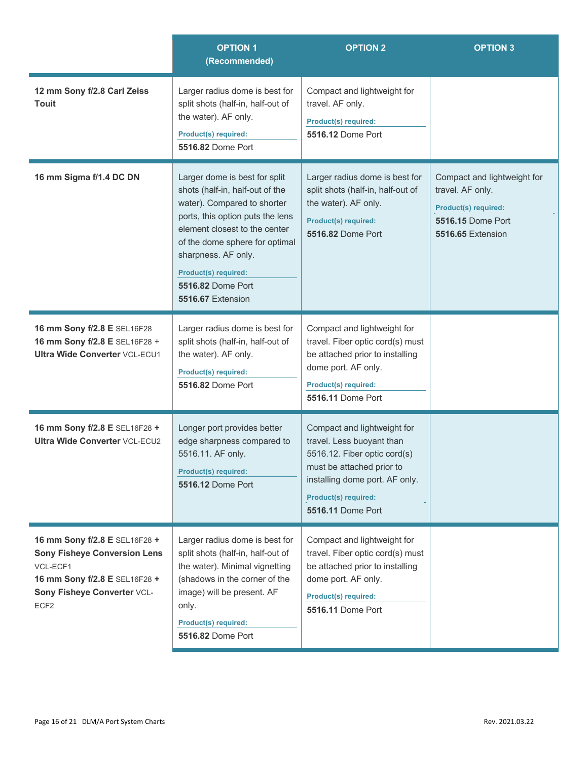| | OPTION 1 (Recommended) | OPTION 2 | OPTION 3 |
|---|---|---|---|
| **12 mm Sony f/2.8 Carl Zeiss Touit** | Larger radius dome is best for split shots (half-in, half-out of the water). AF only.<br>**Product(s) required:**<br>**5516.82** Dome Port | Compact and lightweight for travel. AF only.<br>**Product(s) required:**<br>**5516.12** Dome Port | |
| **16 mm Sigma f/1.4 DC DN** | Larger dome is best for split shots (half-in, half-out of the water). Compared to shorter ports, this option puts the lens element closest to the center of the dome sphere for optimal sharpness. AF only.<br>**Product(s) required:**<br>**5516.82** Dome Port<br>**5516.67** Extension | Larger radius dome is best for split shots (half-in, half-out of the water). AF only.<br>**Product(s) required:**<br>**5516.82** Dome Port | Compact and lightweight for travel. AF only.<br>**Product(s) required:**<br>**5516.15** Dome Port<br>**5516.65** Extension |
| **16 mm Sony f/2.8 E** SEL16F28<br>**16 mm Sony f/2.8 E** SEL16F28 + **Ultra Wide Converter** VCL-ECU1 | Larger radius dome is best for split shots (half-in, half-out of the water). AF only.<br>**Product(s) required:**<br>**5516.82** Dome Port | Compact and lightweight for travel. Fiber optic cord(s) must be attached prior to installing dome port. AF only.<br>**Product(s) required:**<br>**5516.11** Dome Port | |
| **16 mm Sony f/2.8 E** SEL16F28 **+ Ultra Wide Converter** VCL-ECU2 | Longer port provides better edge sharpness compared to 5516.11. AF only.<br>**Product(s) required:**<br>**5516.12** Dome Port | Compact and lightweight for travel. Less buoyant than 5516.12. Fiber optic cord(s) must be attached prior to installing dome port. AF only.<br>**Product(s) required:**<br>**5516.11** Dome Port | |
| **16 mm Sony f/2.8 E** SEL16F28 **+ Sony Fisheye Conversion Lens** VCL-ECF1<br>**16 mm Sony f/2.8 E** SEL16F28 **+ Sony Fisheye Converter** VCL-ECF2 | Larger radius dome is best for split shots (half-in, half-out of the water). Minimal vignetting (shadows in the corner of the image) will be present. AF only.<br>**Product(s) required:**<br>**5516.82** Dome Port | Compact and lightweight for travel. Fiber optic cord(s) must be attached prior to installing dome port. AF only.<br>**Product(s) required:**<br>**5516.11** Dome Port | |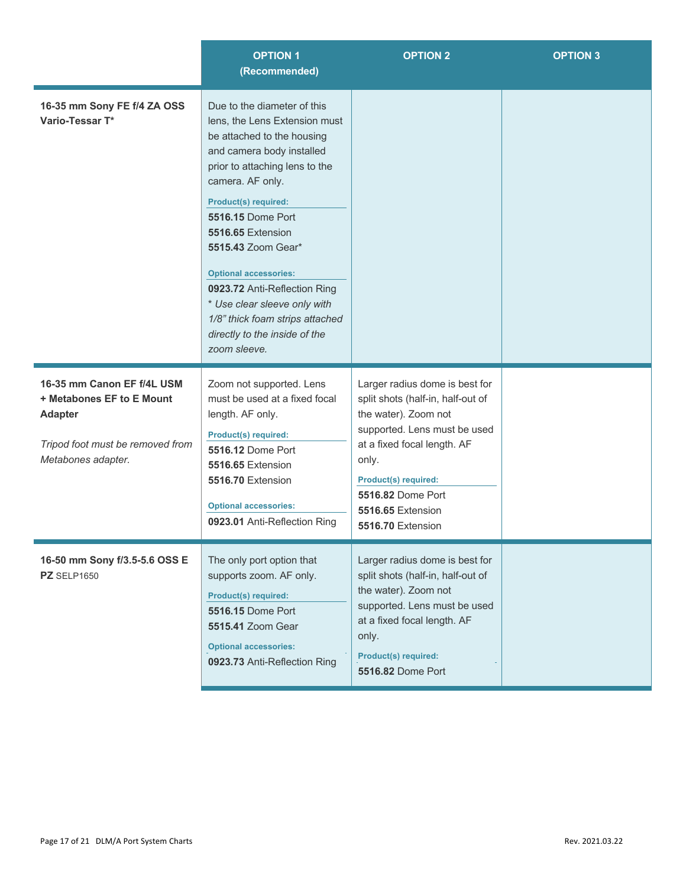| | OPTION 1 (Recommended) | OPTION 2 | OPTION 3 |
|---|---|---|---|
| **16-35 mm Sony FE f/4 ZA OSS Vario-Tessar T*** | Due to the diameter of this lens, the Lens Extension must be attached to the housing and camera body installed prior to attaching lens to the camera. AF only.<br><br>**Product(s) required:**<br>**5516.15** Dome Port<br>**5516.65** Extension<br>**5515.43** Zoom Gear*<br><br>**Optional accessories:**<br>**0923.72** Anti-Reflection Ring<br>*\* Use clear sleeve only with 1/8" thick foam strips attached directly to the inside of the zoom sleeve.* | | |
| **16-35 mm Canon EF f/4L USM + Metabones EF to E Mount Adapter**<br><br>*Tripod foot must be removed from Metabones adapter.* | Zoom not supported. Lens must be used at a fixed focal length. AF only.<br><br>**Product(s) required:**<br>**5516.12** Dome Port<br>**5516.65** Extension<br>**5516.70** Extension<br><br>**Optional accessories:**<br>**0923.01** Anti-Reflection Ring | Larger radius dome is best for split shots (half-in, half-out of the water). Zoom not supported. Lens must be used at a fixed focal length. AF only.<br><br>**Product(s) required:**<br>**5516.82** Dome Port<br>**5516.65** Extension<br>**5516.70** Extension | |
| **16-50 mm Sony f/3.5-5.6 OSS E PZ** SELP1650 | The only port option that supports zoom. AF only.<br><br>**Product(s) required:**<br>**5516.15** Dome Port<br>**5515.41** Zoom Gear<br><br>**Optional accessories:**<br>**0923.73** Anti-Reflection Ring | Larger radius dome is best for split shots (half-in, half-out of the water). Zoom not supported. Lens must be used at a fixed focal length. AF only.<br><br>**Product(s) required:**<br>**5516.82** Dome Port | |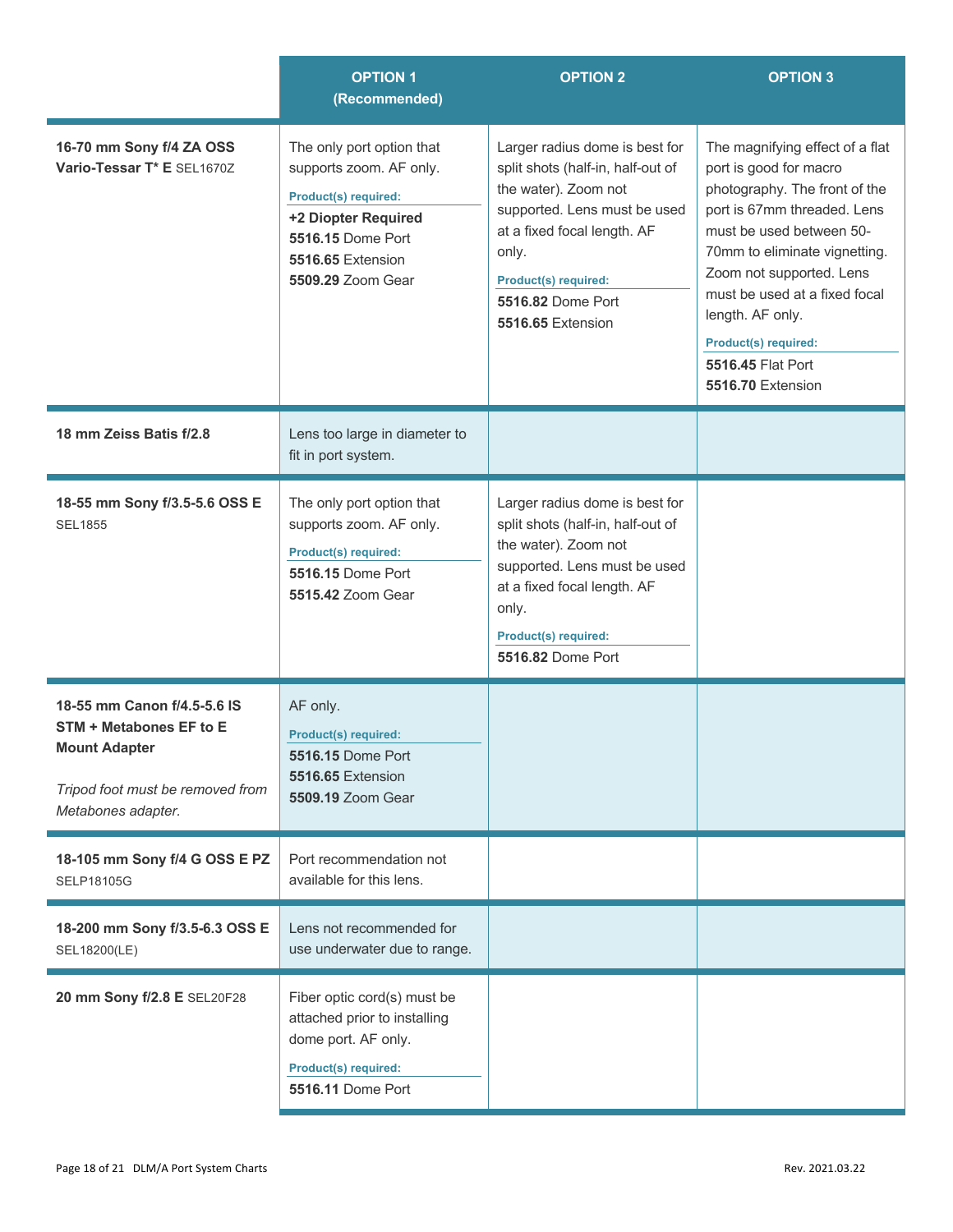| | OPTION 1 (Recommended) | OPTION 2 | OPTION 3 |
|---|---|---|---|
| **16-70 mm Sony f/4 ZA OSS Vario-Tessar T* E** SEL1670Z | The only port option that supports zoom. AF only.<br>**Product(s) required:**<br>**+2 Diopter Required**<br>**5516.15** Dome Port<br>**5516.65** Extension<br>**5509.29** Zoom Gear | Larger radius dome is best for split shots (half-in, half-out of the water). Zoom not supported. Lens must be used at a fixed focal length. AF only.<br>**Product(s) required:**<br>**5516.82** Dome Port<br>**5516.65** Extension | The magnifying effect of a flat port is good for macro photography. The front of the port is 67mm threaded. Lens must be used between 50-70mm to eliminate vignetting. Zoom not supported. Lens must be used at a fixed focal length. AF only.<br>**Product(s) required:**<br>**5516.45** Flat Port<br>**5516.70** Extension |
| **18 mm Zeiss Batis f/2.8** | Lens too large in diameter to fit in port system. | | |
| **18-55 mm Sony f/3.5-5.6 OSS E** SEL1855 | The only port option that supports zoom. AF only.<br>**Product(s) required:**<br>**5516.15** Dome Port<br>**5515.42** Zoom Gear | Larger radius dome is best for split shots (half-in, half-out of the water). Zoom not supported. Lens must be used at a fixed focal length. AF only.<br>**Product(s) required:**<br>**5516.82** Dome Port | |
| **18-55 mm Canon f/4.5-5.6 IS STM + Metabones EF to E Mount Adapter**<br>*Tripod foot must be removed from Metabones adapter.* | AF only.<br>**Product(s) required:**<br>**5516.15** Dome Port<br>**5516.65** Extension<br>**5509.19** Zoom Gear | | |
| **18-105 mm Sony f/4 G OSS E PZ** SELP18105G | Port recommendation not available for this lens. | | |
| **18-200 mm Sony f/3.5-6.3 OSS E** SEL18200(LE) | Lens not recommended for use underwater due to range. | | |
| **20 mm Sony f/2.8 E** SEL20F28 | Fiber optic cord(s) must be attached prior to installing dome port. AF only.<br>**Product(s) required:**<br>**5516.11** Dome Port | | |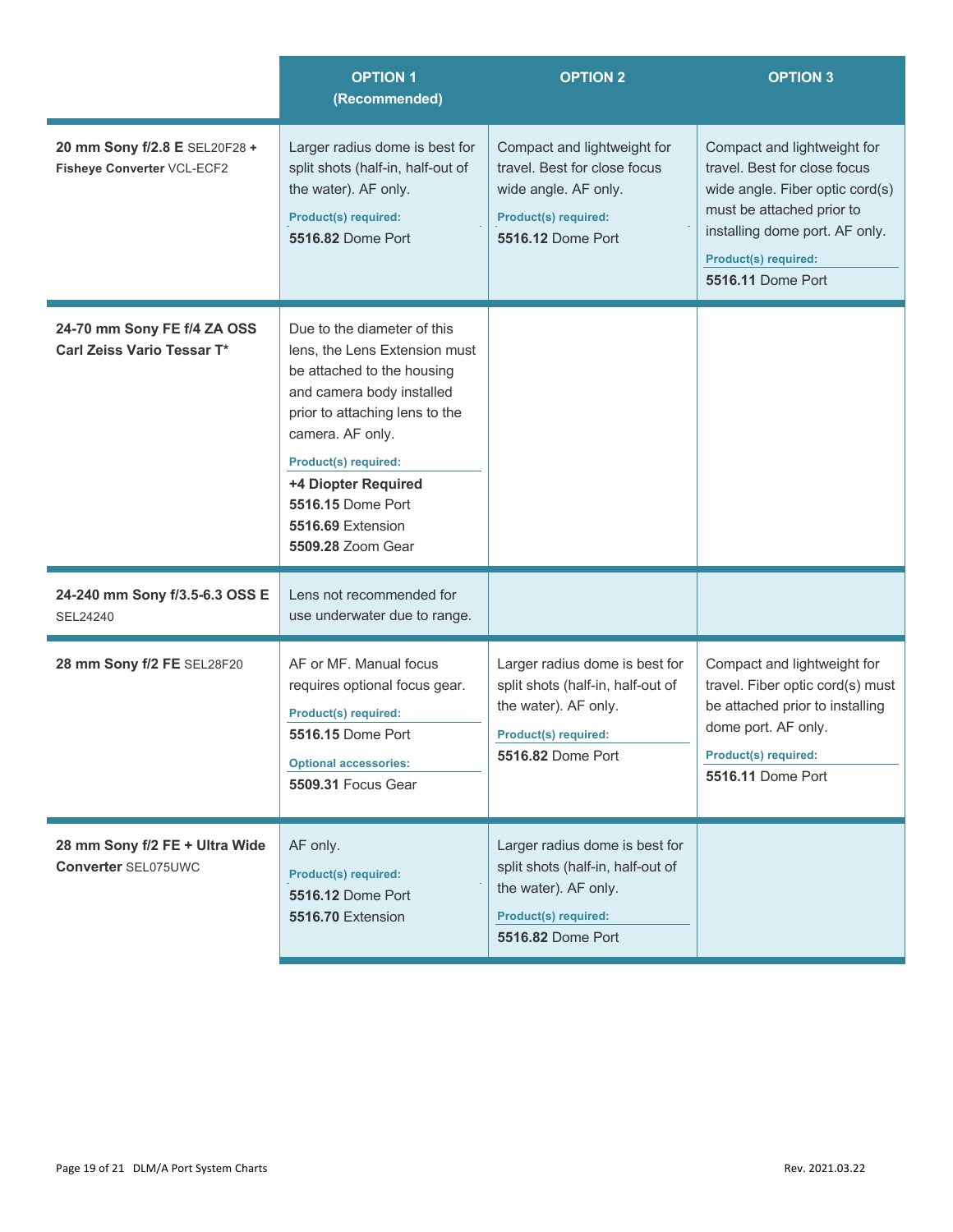| | OPTION 1 (Recommended) | OPTION 2 | OPTION 3 |
|---|---|---|---|
| **20 mm Sony f/2.8 E** SEL20F28 **+ Fisheye Converter** VCL-ECF2 | Larger radius dome is best for split shots (half-in, half-out of the water). AF only.<br>**Product(s) required:**<br>**5516.82** Dome Port | Compact and lightweight for travel. Best for close focus wide angle. AF only.<br>**Product(s) required:**<br>**5516.12** Dome Port | Compact and lightweight for travel. Best for close focus wide angle. Fiber optic cord(s) must be attached prior to installing dome port. AF only.<br>**Product(s) required:**<br>**5516.11** Dome Port |
| **24-70 mm Sony FE f/4 ZA OSS Carl Zeiss Vario Tessar T*** | Due to the diameter of this lens, the Lens Extension must be attached to the housing and camera body installed prior to attaching lens to the camera. AF only.<br>**Product(s) required:**<br>**+4 Diopter Required**<br>**5516.15** Dome Port<br>**5516.69** Extension<br>**5509.28** Zoom Gear | | |
| **24-240 mm Sony f/3.5-6.3 OSS E** SEL24240 | Lens not recommended for use underwater due to range. | | |
| **28 mm Sony f/2 FE** SEL28F20 | AF or MF. Manual focus requires optional focus gear.<br>**Product(s) required:**<br>**5516.15** Dome Port<br>**Optional accessories:**<br>**5509.31** Focus Gear | Larger radius dome is best for split shots (half-in, half-out of the water). AF only.<br>**Product(s) required:**<br>**5516.82** Dome Port | Compact and lightweight for travel. Fiber optic cord(s) must be attached prior to installing dome port. AF only.<br>**Product(s) required:**<br>**5516.11** Dome Port |
| **28 mm Sony f/2 FE + Ultra Wide Converter** SEL075UWC | AF only.<br>**Product(s) required:**<br>**5516.12** Dome Port<br>**5516.70** Extension | Larger radius dome is best for split shots (half-in, half-out of the water). AF only.<br>**Product(s) required:**<br>**5516.82** Dome Port | |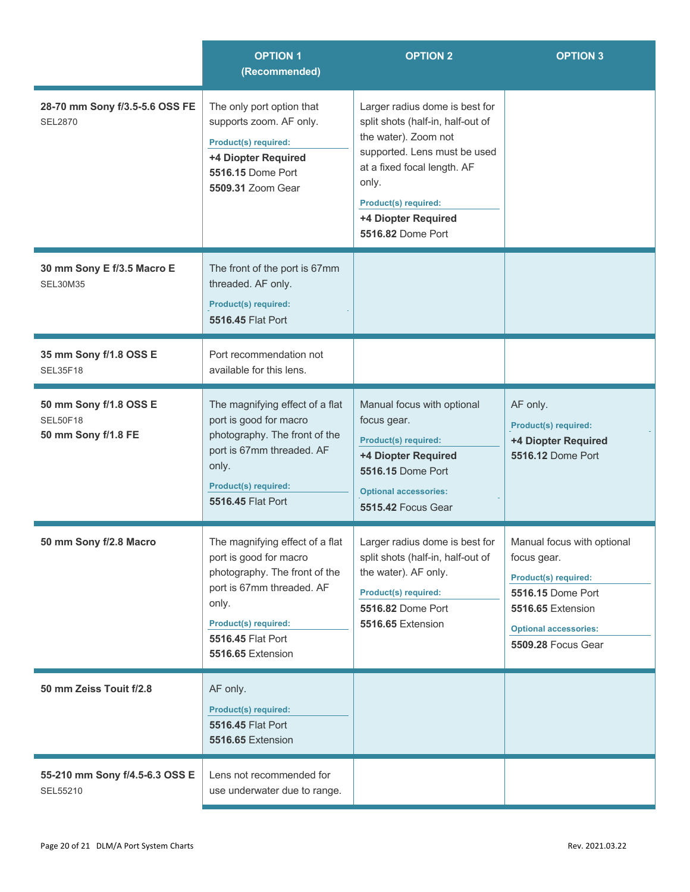| | OPTION 1 (Recommended) | OPTION 2 | OPTION 3 |
|---|---|---|---|
| **28-70 mm Sony f/3.5-5.6 OSS FE** SEL2870 | The only port option that supports zoom. AF only. **Product(s) required:** **+4 Diopter Required** **5516.15** Dome Port **5509.31** Zoom Gear | Larger radius dome is best for split shots (half-in, half-out of the water). Zoom not supported. Lens must be used at a fixed focal length. AF only. **Product(s) required:** **+4 Diopter Required** **5516.82** Dome Port | |
| **30 mm Sony E f/3.5 Macro E** SEL30M35 | The front of the port is 67mm threaded. AF only. **Product(s) required:** **5516.45** Flat Port | | |
| **35 mm Sony f/1.8 OSS E** SEL35F18 | Port recommendation not available for this lens. | | |
| **50 mm Sony f/1.8 OSS E** SEL50F18 **50 mm Sony f/1.8 FE** | The magnifying effect of a flat port is good for macro photography. The front of the port is 67mm threaded. AF only. **Product(s) required:** **5516.45** Flat Port | Manual focus with optional focus gear. **Product(s) required:** **+4 Diopter Required** **5516.15** Dome Port **Optional accessories:** **5515.42** Focus Gear | AF only. **Product(s) required:** **+4 Diopter Required** **5516.12** Dome Port |
| **50 mm Sony f/2.8 Macro** | The magnifying effect of a flat port is good for macro photography. The front of the port is 67mm threaded. AF only. **Product(s) required:** **5516.45** Flat Port **5516.65** Extension | Larger radius dome is best for split shots (half-in, half-out of the water). AF only. **Product(s) required:** **5516.82** Dome Port **5516.65** Extension | Manual focus with optional focus gear. **Product(s) required:** **5516.15** Dome Port **5516.65** Extension **Optional accessories:** **5509.28** Focus Gear |
| **50 mm Zeiss Touit f/2.8** | AF only. **Product(s) required:** **5516.45** Flat Port **5516.65** Extension | | |
| **55-210 mm Sony f/4.5-6.3 OSS E** SEL55210 | Lens not recommended for use underwater due to range. | | |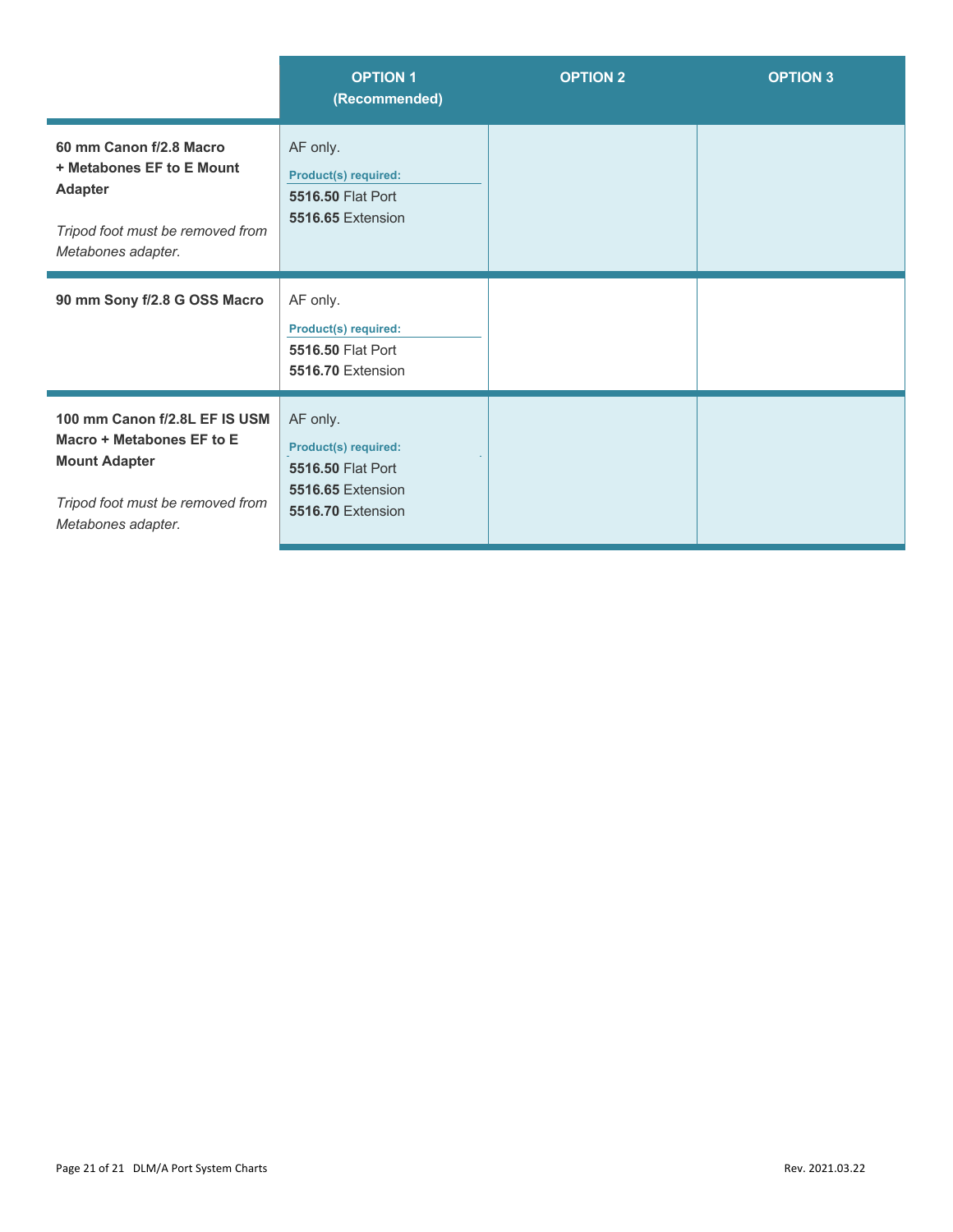| | OPTION 1 (Recommended) | OPTION 2 | OPTION 3 |
|---|---|---|---|
| **60 mm Canon f/2.8 Macro + Metabones EF to E Mount Adapter**<br><br>*Tripod foot must be removed from Metabones adapter.* | AF only.<br>Product(s) required:<br>**5516.50** Flat Port<br>**5516.65** Extension | | |
| **90 mm Sony f/2.8 G OSS Macro** | AF only.<br>Product(s) required:<br>**5516.50** Flat Port<br>**5516.70** Extension | | |
| **100 mm Canon f/2.8L EF IS USM Macro + Metabones EF to E Mount Adapter**<br><br>*Tripod foot must be removed from Metabones adapter.* | AF only.<br>Product(s) required:<br>**5516.50** Flat Port<br>**5516.65** Extension<br>**5516.70** Extension | | |